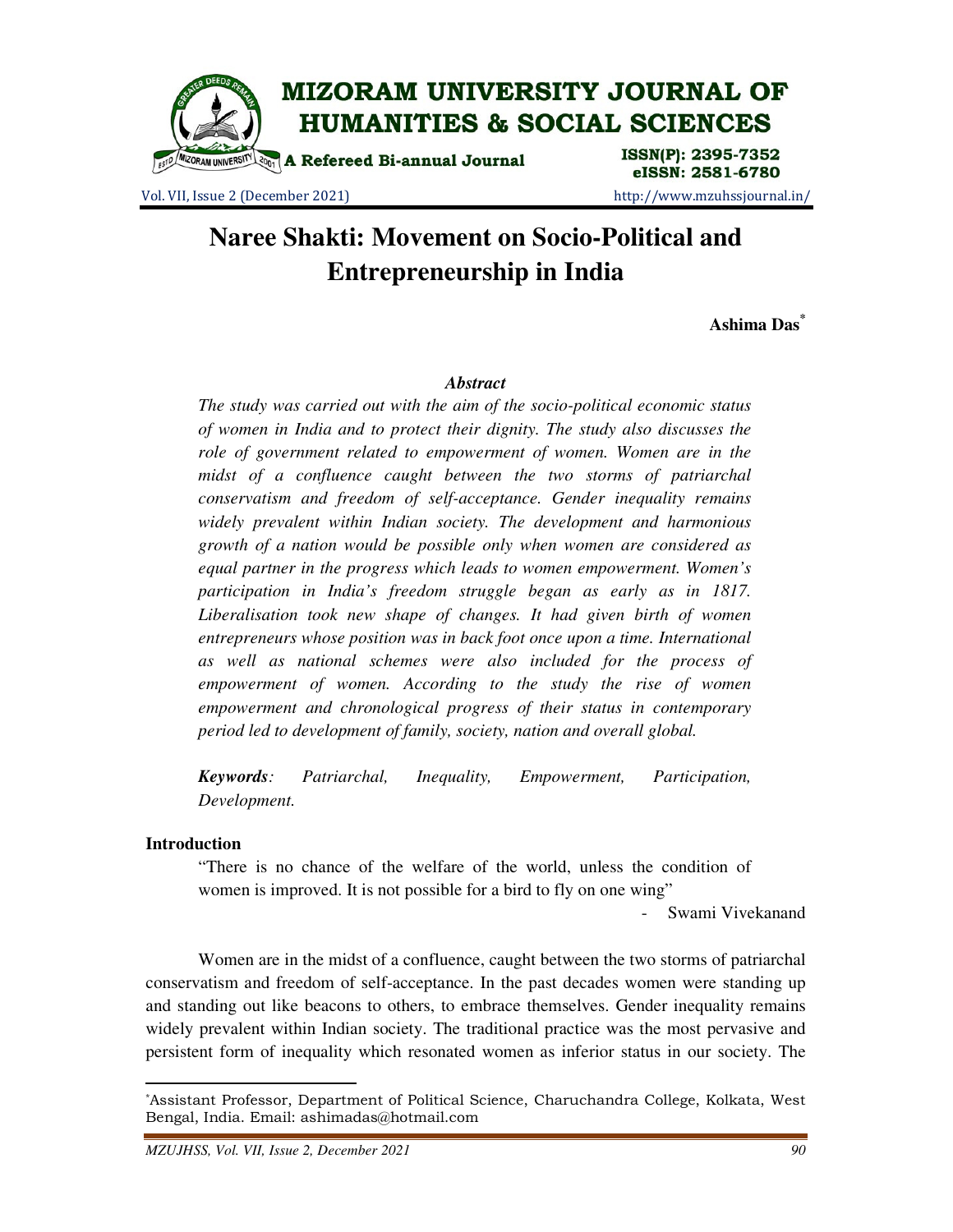# Naree Shakti: Movement on Socio-Political and Entrepreneurship in India

**Ashima Das**[*]

### *Abstract*

*The study was carried out with the aim of the socio-political economic status of women in India and to protect their dignity. The study also discusses the role of government related to empowerment of women. Women are in the midst of a confluence caught between the two storms of patriarchal conservatism and freedom of self-acceptance. Gender inequality remains widely prevalent within Indian society. The development and harmonious growth of a nation would be possible only when women are considered as equal partner in the progress which leads to women empowerment. Women's participation in India's freedom struggle began as early as in 1817. Liberalisation took new shape of changes. It had given birth of women entrepreneurs whose position was in back foot once upon a time. International as well as national schemes were also included for the process of empowerment of women. According to the study the rise of women empowerment and chronological progress of their status in contemporary period led to development of family, society, nation and overall global.*

***Keywords**: Patriarchal, Inequality, Empowerment, Participation, Development.*

## Introduction

> "There is no chance of the welfare of the world, unless the condition of women is improved. It is not possible for a bird to fly on one wing"
>
> \- Swami Vivekanand

Women are in the midst of a confluence, caught between the two storms of patriarchal conservatism and freedom of self-acceptance. In the past decades women were standing up and standing out like beacons to others, to embrace themselves. Gender inequality remains widely prevalent within Indian society. The traditional practice was the most pervasive and persistent form of inequality which resonated women as inferior status in our society. The

---

[*]Assistant Professor, Department of Political Science, Charuchandra College, Kolkata, West Bengal, India. Email: ashimadas@hotmail.com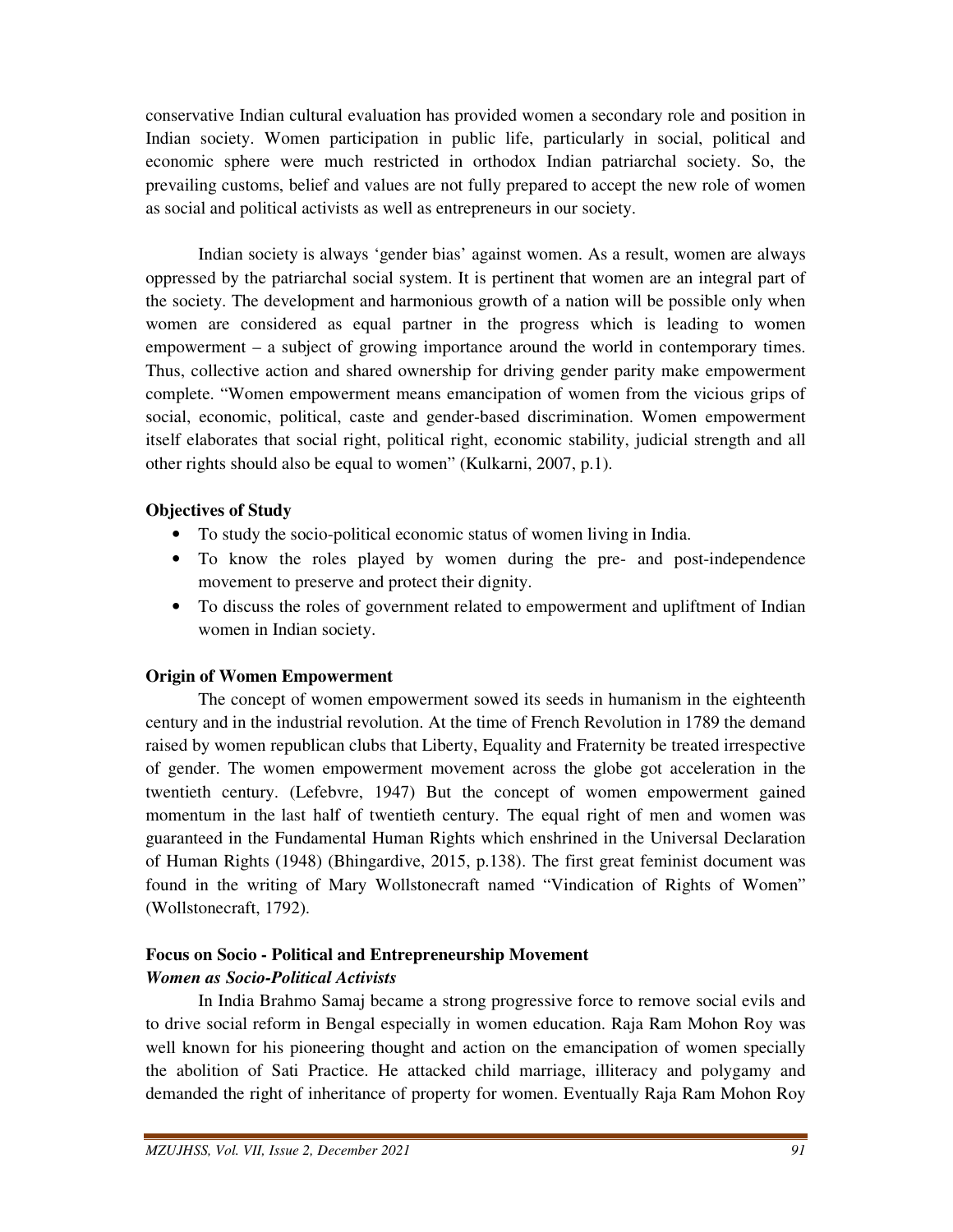conservative Indian cultural evaluation has provided women a secondary role and position in Indian society. Women participation in public life, particularly in social, political and economic sphere were much restricted in orthodox Indian patriarchal society. So, the prevailing customs, belief and values are not fully prepared to accept the new role of women as social and political activists as well as entrepreneurs in our society.

Indian society is always 'gender bias' against women. As a result, women are always oppressed by the patriarchal social system. It is pertinent that women are an integral part of the society. The development and harmonious growth of a nation will be possible only when women are considered as equal partner in the progress which is leading to women empowerment – a subject of growing importance around the world in contemporary times. Thus, collective action and shared ownership for driving gender parity make empowerment complete. "Women empowerment means emancipation of women from the vicious grips of social, economic, political, caste and gender-based discrimination. Women empowerment itself elaborates that social right, political right, economic stability, judicial strength and all other rights should also be equal to women" (Kulkarni, 2007, p.1).

**Objectives of Study**

- To study the socio-political economic status of women living in India.
- To know the roles played by women during the pre- and post-independence movement to preserve and protect their dignity.
- To discuss the roles of government related to empowerment and upliftment of Indian women in Indian society.

**Origin of Women Empowerment**

The concept of women empowerment sowed its seeds in humanism in the eighteenth century and in the industrial revolution. At the time of French Revolution in 1789 the demand raised by women republican clubs that Liberty, Equality and Fraternity be treated irrespective of gender. The women empowerment movement across the globe got acceleration in the twentieth century. (Lefebvre, 1947) But the concept of women empowerment gained momentum in the last half of twentieth century. The equal right of men and women was guaranteed in the Fundamental Human Rights which enshrined in the Universal Declaration of Human Rights (1948) (Bhingardive, 2015, p.138). The first great feminist document was found in the writing of Mary Wollstonecraft named "Vindication of Rights of Women" (Wollstonecraft, 1792).

**Focus on Socio - Political and Entrepreneurship Movement**

***Women as Socio-Political Activists***

In India Brahmo Samaj became a strong progressive force to remove social evils and to drive social reform in Bengal especially in women education. Raja Ram Mohon Roy was well known for his pioneering thought and action on the emancipation of women specially the abolition of Sati Practice. He attacked child marriage, illiteracy and polygamy and demanded the right of inheritance of property for women. Eventually Raja Ram Mohon Roy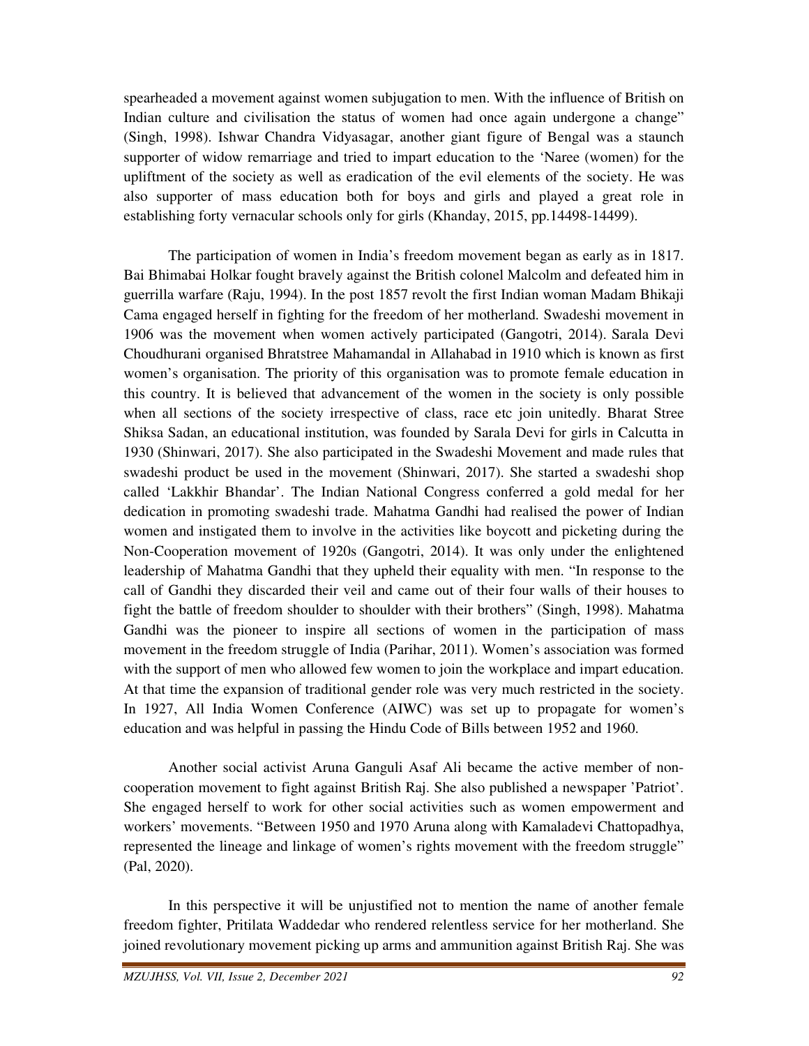spearheaded a movement against women subjugation to men. With the influence of British on Indian culture and civilisation the status of women had once again undergone a change" (Singh, 1998). Ishwar Chandra Vidyasagar, another giant figure of Bengal was a staunch supporter of widow remarriage and tried to impart education to the 'Naree (women) for the upliftment of the society as well as eradication of the evil elements of the society. He was also supporter of mass education both for boys and girls and played a great role in establishing forty vernacular schools only for girls (Khanday, 2015, pp.14498-14499).

The participation of women in India's freedom movement began as early as in 1817. Bai Bhimabai Holkar fought bravely against the British colonel Malcolm and defeated him in guerrilla warfare (Raju, 1994). In the post 1857 revolt the first Indian woman Madam Bhikaji Cama engaged herself in fighting for the freedom of her motherland. Swadeshi movement in 1906 was the movement when women actively participated (Gangotri, 2014). Sarala Devi Choudhurani organised Bhratstree Mahamandal in Allahabad in 1910 which is known as first women's organisation. The priority of this organisation was to promote female education in this country. It is believed that advancement of the women in the society is only possible when all sections of the society irrespective of class, race etc join unitedly. Bharat Stree Shiksa Sadan, an educational institution, was founded by Sarala Devi for girls in Calcutta in 1930 (Shinwari, 2017). She also participated in the Swadeshi Movement and made rules that swadeshi product be used in the movement (Shinwari, 2017). She started a swadeshi shop called 'Lakkhir Bhandar'. The Indian National Congress conferred a gold medal for her dedication in promoting swadeshi trade. Mahatma Gandhi had realised the power of Indian women and instigated them to involve in the activities like boycott and picketing during the Non-Cooperation movement of 1920s (Gangotri, 2014). It was only under the enlightened leadership of Mahatma Gandhi that they upheld their equality with men. "In response to the call of Gandhi they discarded their veil and came out of their four walls of their houses to fight the battle of freedom shoulder to shoulder with their brothers" (Singh, 1998). Mahatma Gandhi was the pioneer to inspire all sections of women in the participation of mass movement in the freedom struggle of India (Parihar, 2011). Women's association was formed with the support of men who allowed few women to join the workplace and impart education. At that time the expansion of traditional gender role was very much restricted in the society. In 1927, All India Women Conference (AIWC) was set up to propagate for women's education and was helpful in passing the Hindu Code of Bills between 1952 and 1960.

Another social activist Aruna Ganguli Asaf Ali became the active member of non-cooperation movement to fight against British Raj. She also published a newspaper 'Patriot'. She engaged herself to work for other social activities such as women empowerment and workers' movements. "Between 1950 and 1970 Aruna along with Kamaladevi Chattopadhya, represented the lineage and linkage of women's rights movement with the freedom struggle" (Pal, 2020).

In this perspective it will be unjustified not to mention the name of another female freedom fighter, Pritilata Waddedar who rendered relentless service for her motherland. She joined revolutionary movement picking up arms and ammunition against British Raj. She was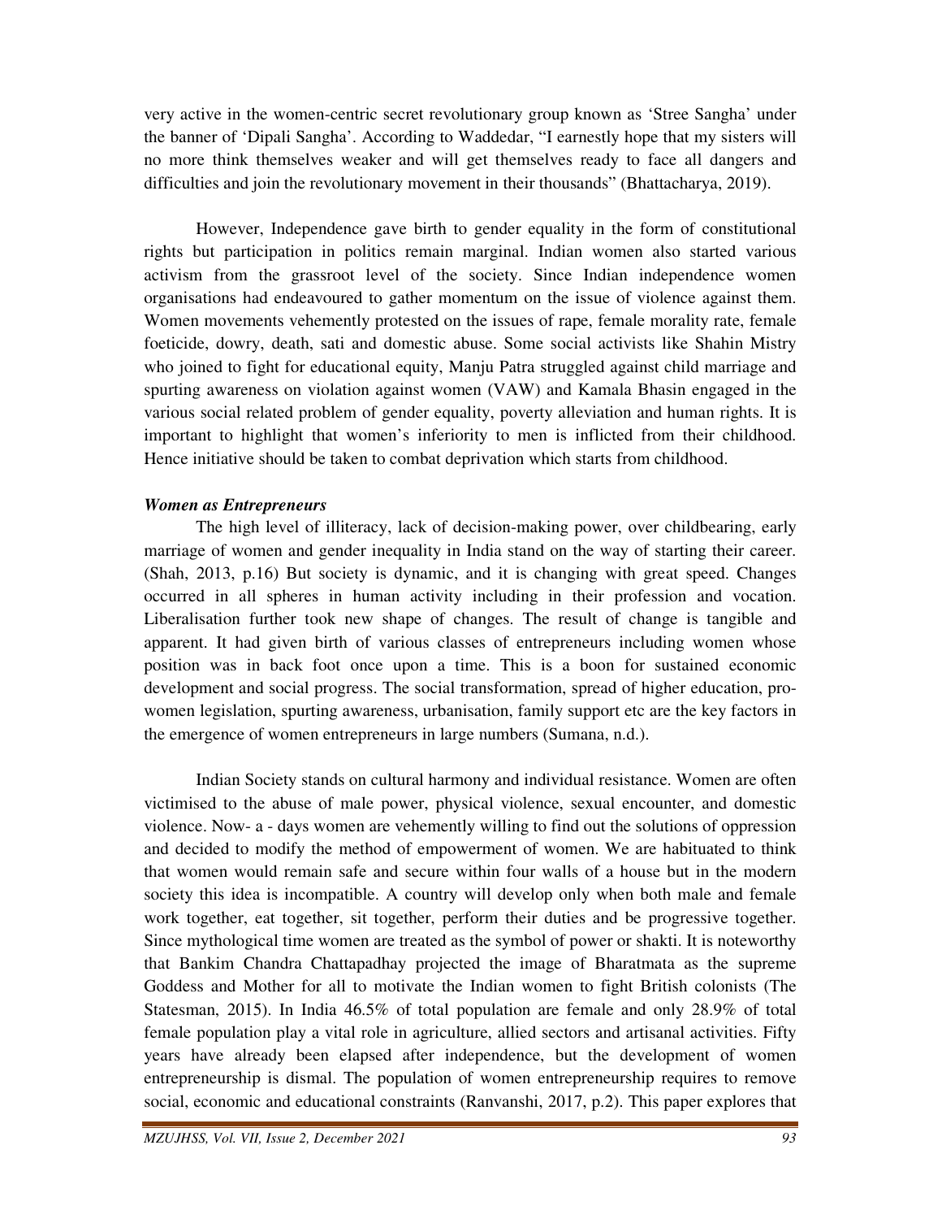very active in the women-centric secret revolutionary group known as 'Stree Sangha' under the banner of 'Dipali Sangha'. According to Waddedar, "I earnestly hope that my sisters will no more think themselves weaker and will get themselves ready to face all dangers and difficulties and join the revolutionary movement in their thousands" (Bhattacharya, 2019).

However, Independence gave birth to gender equality in the form of constitutional rights but participation in politics remain marginal. Indian women also started various activism from the grassroot level of the society. Since Indian independence women organisations had endeavoured to gather momentum on the issue of violence against them. Women movements vehemently protested on the issues of rape, female morality rate, female foeticide, dowry, death, sati and domestic abuse. Some social activists like Shahin Mistry who joined to fight for educational equity, Manju Patra struggled against child marriage and spurting awareness on violation against women (VAW) and Kamala Bhasin engaged in the various social related problem of gender equality, poverty alleviation and human rights. It is important to highlight that women's inferiority to men is inflicted from their childhood. Hence initiative should be taken to combat deprivation which starts from childhood.

***Women as Entrepreneurs***

The high level of illiteracy, lack of decision-making power, over childbearing, early marriage of women and gender inequality in India stand on the way of starting their career. (Shah, 2013, p.16) But society is dynamic, and it is changing with great speed. Changes occurred in all spheres in human activity including in their profession and vocation. Liberalisation further took new shape of changes. The result of change is tangible and apparent. It had given birth of various classes of entrepreneurs including women whose position was in back foot once upon a time. This is a boon for sustained economic development and social progress. The social transformation, spread of higher education, pro-women legislation, spurting awareness, urbanisation, family support etc are the key factors in the emergence of women entrepreneurs in large numbers (Sumana, n.d.).

Indian Society stands on cultural harmony and individual resistance. Women are often victimised to the abuse of male power, physical violence, sexual encounter, and domestic violence. Now- a - days women are vehemently willing to find out the solutions of oppression and decided to modify the method of empowerment of women. We are habituated to think that women would remain safe and secure within four walls of a house but in the modern society this idea is incompatible. A country will develop only when both male and female work together, eat together, sit together, perform their duties and be progressive together. Since mythological time women are treated as the symbol of power or shakti. It is noteworthy that Bankim Chandra Chattapadhay projected the image of Bharatmata as the supreme Goddess and Mother for all to motivate the Indian women to fight British colonists (The Statesman, 2015). In India 46.5% of total population are female and only 28.9% of total female population play a vital role in agriculture, allied sectors and artisanal activities. Fifty years have already been elapsed after independence, but the development of women entrepreneurship is dismal. The population of women entrepreneurship requires to remove social, economic and educational constraints (Ranvanshi, 2017, p.2). This paper explores that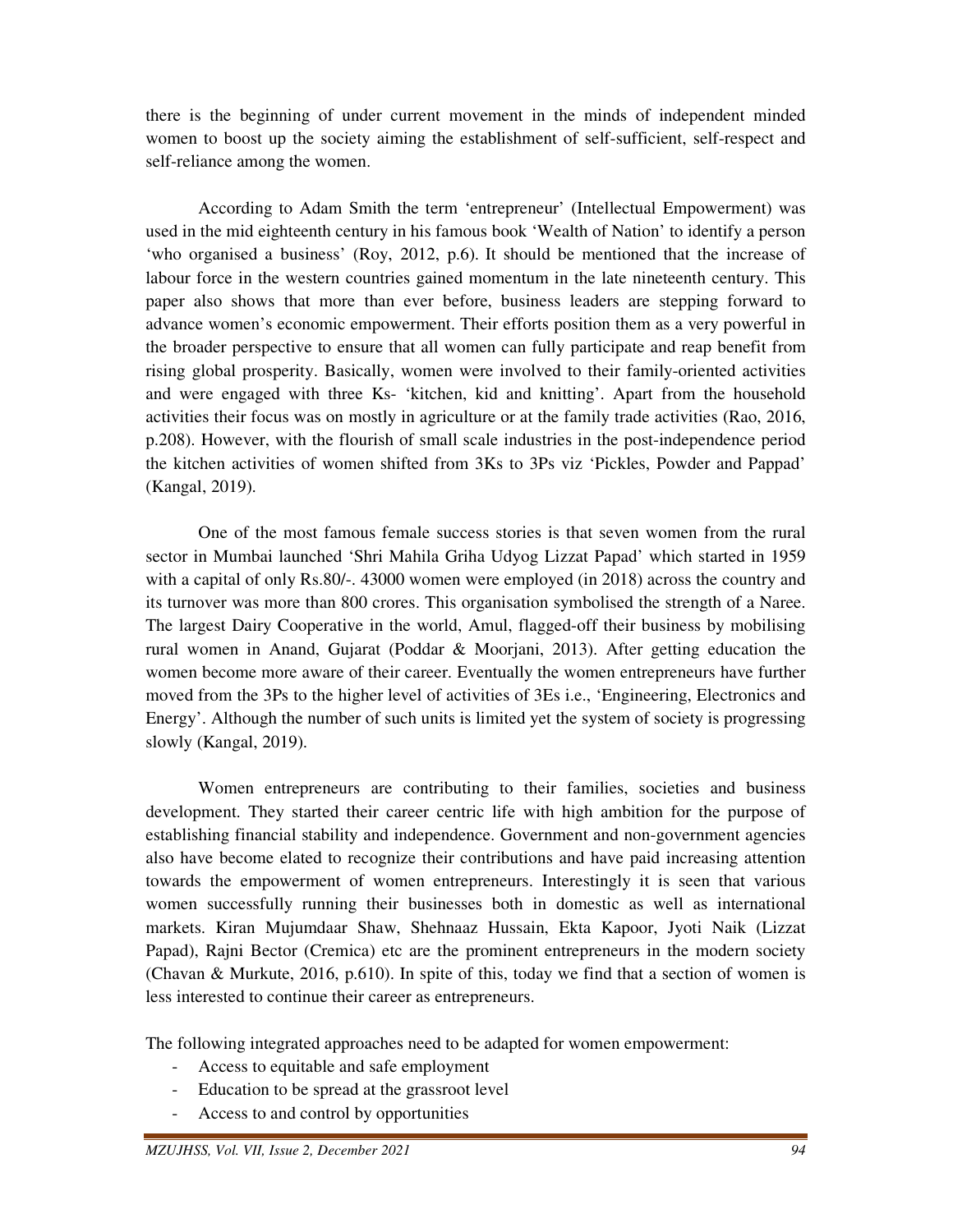there is the beginning of under current movement in the minds of independent minded women to boost up the society aiming the establishment of self-sufficient, self-respect and self-reliance among the women.

According to Adam Smith the term 'entrepreneur' (Intellectual Empowerment) was used in the mid eighteenth century in his famous book 'Wealth of Nation' to identify a person 'who organised a business' (Roy, 2012, p.6). It should be mentioned that the increase of labour force in the western countries gained momentum in the late nineteenth century. This paper also shows that more than ever before, business leaders are stepping forward to advance women's economic empowerment. Their efforts position them as a very powerful in the broader perspective to ensure that all women can fully participate and reap benefit from rising global prosperity. Basically, women were involved to their family-oriented activities and were engaged with three Ks- 'kitchen, kid and knitting'. Apart from the household activities their focus was on mostly in agriculture or at the family trade activities (Rao, 2016, p.208). However, with the flourish of small scale industries in the post-independence period the kitchen activities of women shifted from 3Ks to 3Ps viz 'Pickles, Powder and Pappad' (Kangal, 2019).

One of the most famous female success stories is that seven women from the rural sector in Mumbai launched 'Shri Mahila Griha Udyog Lizzat Papad' which started in 1959 with a capital of only Rs.80/-. 43000 women were employed (in 2018) across the country and its turnover was more than 800 crores. This organisation symbolised the strength of a Naree. The largest Dairy Cooperative in the world, Amul, flagged-off their business by mobilising rural women in Anand, Gujarat (Poddar & Moorjani, 2013). After getting education the women become more aware of their career. Eventually the women entrepreneurs have further moved from the 3Ps to the higher level of activities of 3Es i.e., 'Engineering, Electronics and Energy'. Although the number of such units is limited yet the system of society is progressing slowly (Kangal, 2019).

Women entrepreneurs are contributing to their families, societies and business development. They started their career centric life with high ambition for the purpose of establishing financial stability and independence. Government and non-government agencies also have become elated to recognize their contributions and have paid increasing attention towards the empowerment of women entrepreneurs. Interestingly it is seen that various women successfully running their businesses both in domestic as well as international markets. Kiran Mujumdaar Shaw, Shehnaaz Hussain, Ekta Kapoor, Jyoti Naik (Lizzat Papad), Rajni Bector (Cremica) etc are the prominent entrepreneurs in the modern society (Chavan & Murkute, 2016, p.610). In spite of this, today we find that a section of women is less interested to continue their career as entrepreneurs.

The following integrated approaches need to be adapted for women empowerment:

- Access to equitable and safe employment
- Education to be spread at the grassroot level
- Access to and control by opportunities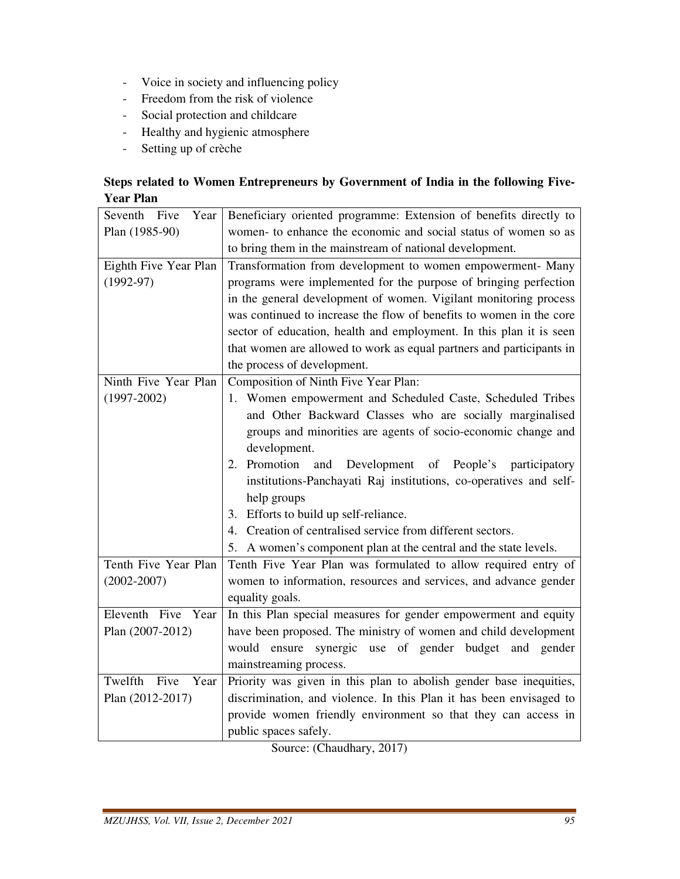- Voice in society and influencing policy
- Freedom from the risk of violence
- Social protection and childcare
- Healthy and hygienic atmosphere
- Setting up of crèche

**Steps related to Women Entrepreneurs by Government of India in the following Five-Year Plan**

| | |
|---|---|
| Seventh Five Year Plan (1985-90) | Beneficiary oriented programme: Extension of benefits directly to women- to enhance the economic and social status of women so as to bring them in the mainstream of national development. |
| Eighth Five Year Plan (1992-97) | Transformation from development to women empowerment- Many programs were implemented for the purpose of bringing perfection in the general development of women. Vigilant monitoring process was continued to increase the flow of benefits to women in the core sector of education, health and employment. In this plan it is seen that women are allowed to work as equal partners and participants in the process of development. |
| Ninth Five Year Plan (1997-2002) | Composition of Ninth Five Year Plan: 1. Women empowerment and Scheduled Caste, Scheduled Tribes and Other Backward Classes who are socially marginalised groups and minorities are agents of socio-economic change and development. 2. Promotion and Development of People's participatory institutions-Panchayati Raj institutions, co-operatives and self-help groups 3. Efforts to build up self-reliance. 4. Creation of centralised service from different sectors. 5. A women's component plan at the central and the state levels. |
| Tenth Five Year Plan (2002-2007) | Tenth Five Year Plan was formulated to allow required entry of women to information, resources and services, and advance gender equality goals. |
| Eleventh Five Year Plan (2007-2012) | In this Plan special measures for gender empowerment and equity have been proposed. The ministry of women and child development would ensure synergic use of gender budget and gender mainstreaming process. |
| Twelfth Five Year Plan (2012-2017) | Priority was given in this plan to abolish gender base inequities, discrimination, and violence. In this Plan it has been envisaged to provide women friendly environment so that they can access in public spaces safely. |

Source: (Chaudhary, 2017)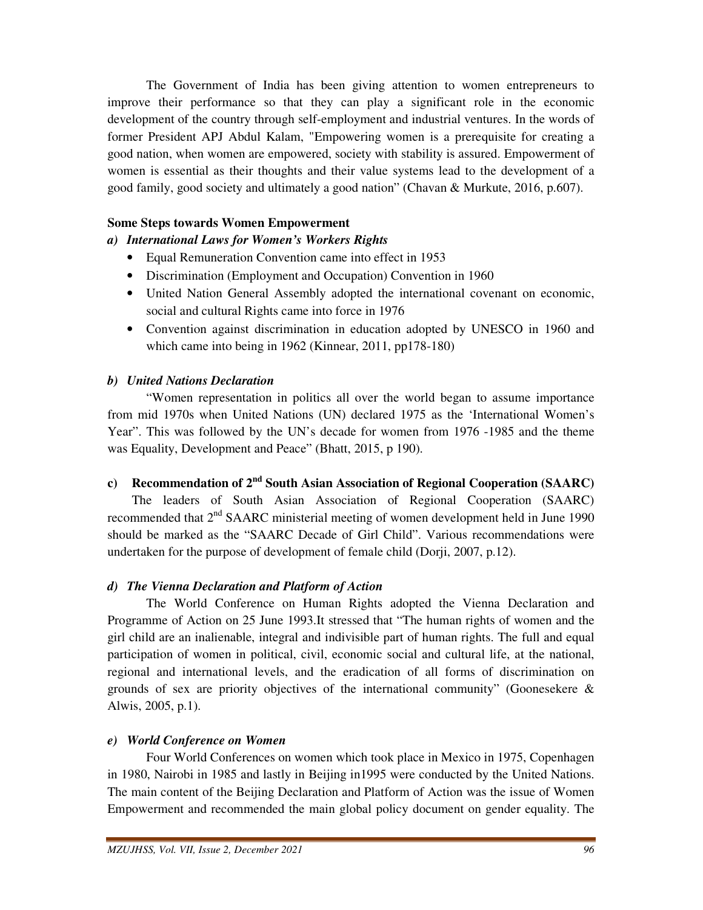The Government of India has been giving attention to women entrepreneurs to improve their performance so that they can play a significant role in the economic development of the country through self-employment and industrial ventures. In the words of former President APJ Abdul Kalam, "Empowering women is a prerequisite for creating a good nation, when women are empowered, society with stability is assured. Empowerment of women is essential as their thoughts and their value systems lead to the development of a good family, good society and ultimately a good nation" (Chavan & Murkute, 2016, p.607).

**Some Steps towards Women Empowerment**

***a) International Laws for Women's Workers Rights***

- Equal Remuneration Convention came into effect in 1953
- Discrimination (Employment and Occupation) Convention in 1960
- United Nation General Assembly adopted the international covenant on economic, social and cultural Rights came into force in 1976
- Convention against discrimination in education adopted by UNESCO in 1960 and which came into being in 1962 (Kinnear, 2011, pp178-180)

***b) United Nations Declaration***

"Women representation in politics all over the world began to assume importance from mid 1970s when United Nations (UN) declared 1975 as the 'International Women's Year". This was followed by the UN's decade for women from 1976 -1985 and the theme was Equality, Development and Peace" (Bhatt, 2015, p 190).

**c) Recommendation of 2nd South Asian Association of Regional Cooperation (SAARC)**

The leaders of South Asian Association of Regional Cooperation (SAARC) recommended that 2nd SAARC ministerial meeting of women development held in June 1990 should be marked as the "SAARC Decade of Girl Child". Various recommendations were undertaken for the purpose of development of female child (Dorji, 2007, p.12).

***d) The Vienna Declaration and Platform of Action***

The World Conference on Human Rights adopted the Vienna Declaration and Programme of Action on 25 June 1993.It stressed that "The human rights of women and the girl child are an inalienable, integral and indivisible part of human rights. The full and equal participation of women in political, civil, economic social and cultural life, at the national, regional and international levels, and the eradication of all forms of discrimination on grounds of sex are priority objectives of the international community" (Goonesekere & Alwis, 2005, p.1).

***e) World Conference on Women***

Four World Conferences on women which took place in Mexico in 1975, Copenhagen in 1980, Nairobi in 1985 and lastly in Beijing in1995 were conducted by the United Nations. The main content of the Beijing Declaration and Platform of Action was the issue of Women Empowerment and recommended the main global policy document on gender equality. The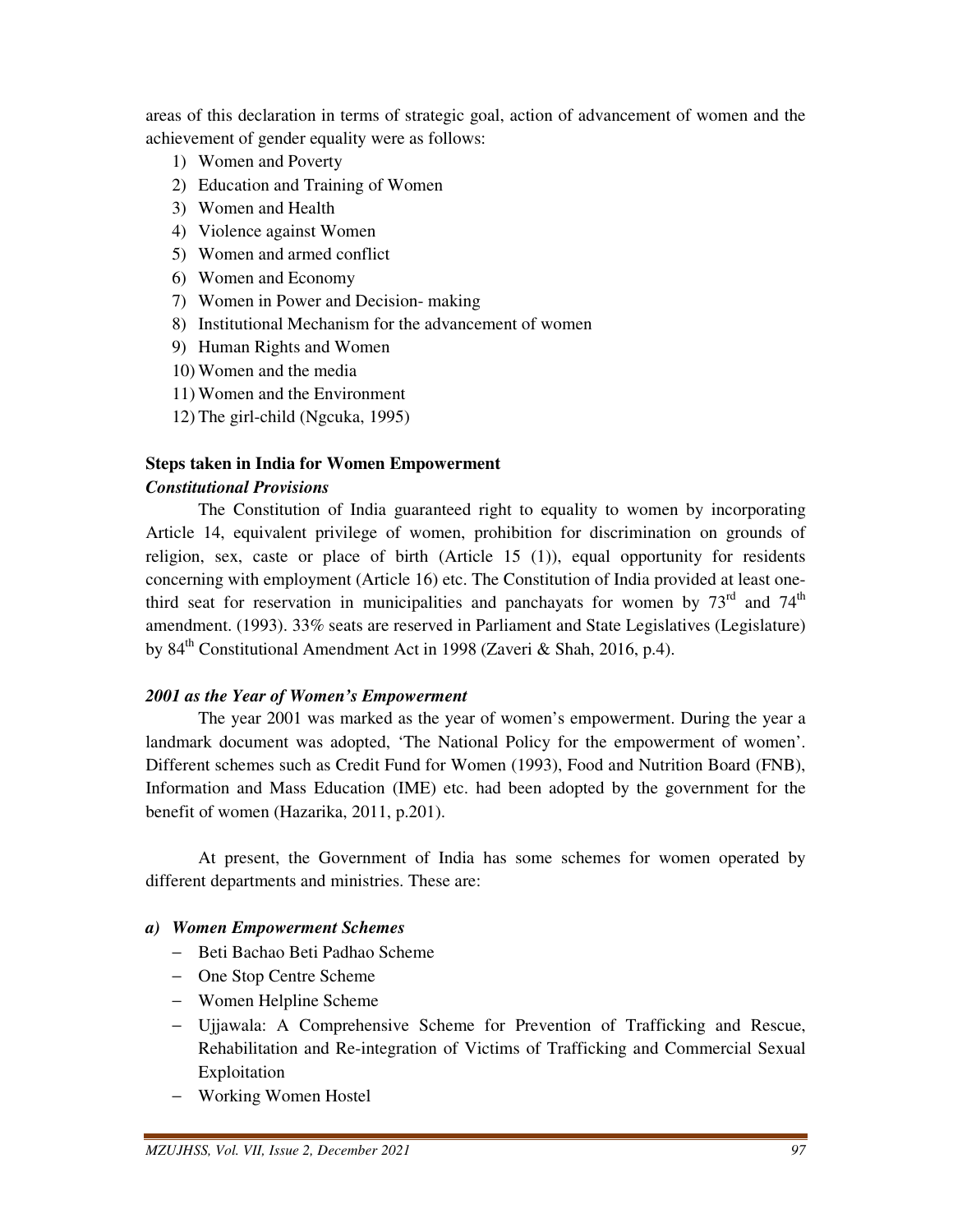areas of this declaration in terms of strategic goal, action of advancement of women and the achievement of gender equality were as follows:

1) Women and Poverty
2) Education and Training of Women
3) Women and Health
4) Violence against Women
5) Women and armed conflict
6) Women and Economy
7) Women in Power and Decision- making
8) Institutional Mechanism for the advancement of women
9) Human Rights and Women
10) Women and the media
11) Women and the Environment
12) The girl-child (Ngcuka, 1995)

**Steps taken in India for Women Empowerment**

***Constitutional Provisions***

The Constitution of India guaranteed right to equality to women by incorporating Article 14, equivalent privilege of women, prohibition for discrimination on grounds of religion, sex, caste or place of birth (Article 15 (1)), equal opportunity for residents concerning with employment (Article 16) etc. The Constitution of India provided at least one-third seat for reservation in municipalities and panchayats for women by 73rd and 74th amendment. (1993). 33% seats are reserved in Parliament and State Legislatives (Legislature) by 84th Constitutional Amendment Act in 1998 (Zaveri & Shah, 2016, p.4).

***2001 as the Year of Women's Empowerment***

The year 2001 was marked as the year of women's empowerment. During the year a landmark document was adopted, 'The National Policy for the empowerment of women'. Different schemes such as Credit Fund for Women (1993), Food and Nutrition Board (FNB), Information and Mass Education (IME) etc. had been adopted by the government for the benefit of women (Hazarika, 2011, p.201).

At present, the Government of India has some schemes for women operated by different departments and ministries. These are:

***a) Women Empowerment Schemes***

- Beti Bachao Beti Padhao Scheme
- One Stop Centre Scheme
- Women Helpline Scheme
- Ujjawala: A Comprehensive Scheme for Prevention of Trafficking and Rescue, Rehabilitation and Re-integration of Victims of Trafficking and Commercial Sexual Exploitation
- Working Women Hostel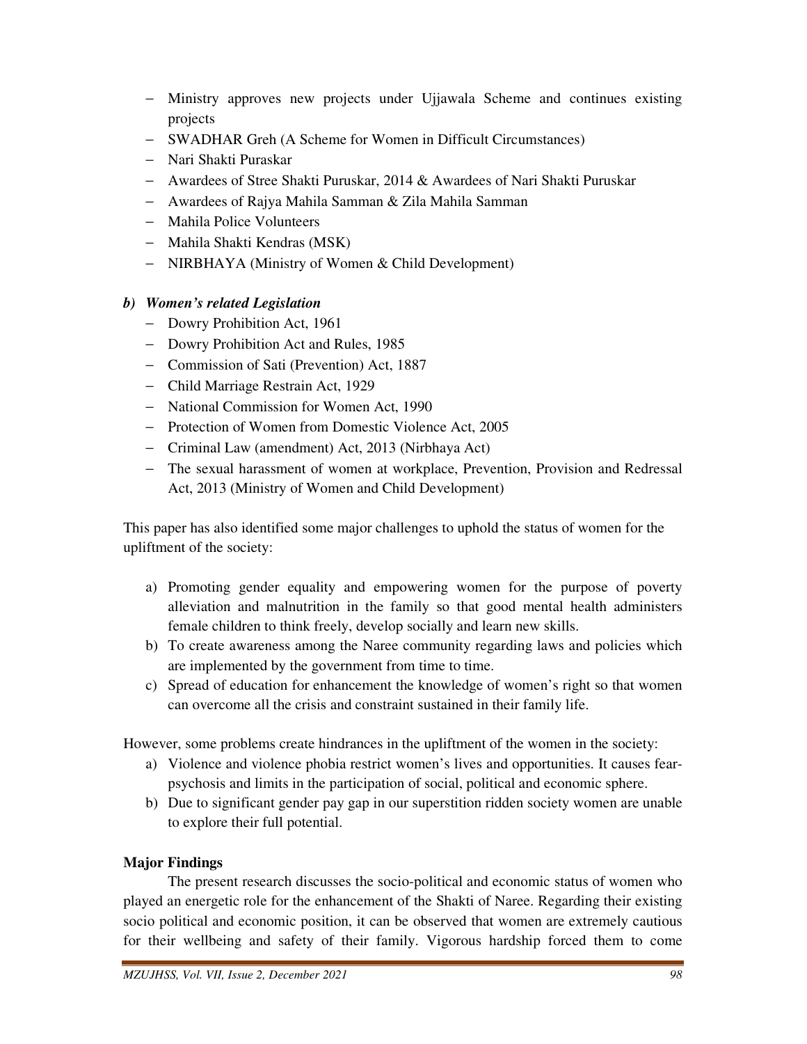- Ministry approves new projects under Ujjawala Scheme and continues existing projects
- SWADHAR Greh (A Scheme for Women in Difficult Circumstances)
- Nari Shakti Puraskar
- Awardees of Stree Shakti Puruskar, 2014 & Awardees of Nari Shakti Puruskar
- Awardees of Rajya Mahila Samman & Zila Mahila Samman
- Mahila Police Volunteers
- Mahila Shakti Kendras (MSK)
- NIRBHAYA (Ministry of Women & Child Development)

***b) Women's related Legislation***

- Dowry Prohibition Act, 1961
- Dowry Prohibition Act and Rules, 1985
- Commission of Sati (Prevention) Act, 1887
- Child Marriage Restrain Act, 1929
- National Commission for Women Act, 1990
- Protection of Women from Domestic Violence Act, 2005
- Criminal Law (amendment) Act, 2013 (Nirbhaya Act)
- The sexual harassment of women at workplace, Prevention, Provision and Redressal Act, 2013 (Ministry of Women and Child Development)

This paper has also identified some major challenges to uphold the status of women for the upliftment of the society:

a) Promoting gender equality and empowering women for the purpose of poverty alleviation and malnutrition in the family so that good mental health administers female children to think freely, develop socially and learn new skills.
b) To create awareness among the Naree community regarding laws and policies which are implemented by the government from time to time.
c) Spread of education for enhancement the knowledge of women's right so that women can overcome all the crisis and constraint sustained in their family life.

However, some problems create hindrances in the upliftment of the women in the society:

a) Violence and violence phobia restrict women's lives and opportunities. It causes fear-psychosis and limits in the participation of social, political and economic sphere.
b) Due to significant gender pay gap in our superstition ridden society women are unable to explore their full potential.

**Major Findings**

The present research discusses the socio-political and economic status of women who played an energetic role for the enhancement of the Shakti of Naree. Regarding their existing socio political and economic position, it can be observed that women are extremely cautious for their wellbeing and safety of their family. Vigorous hardship forced them to come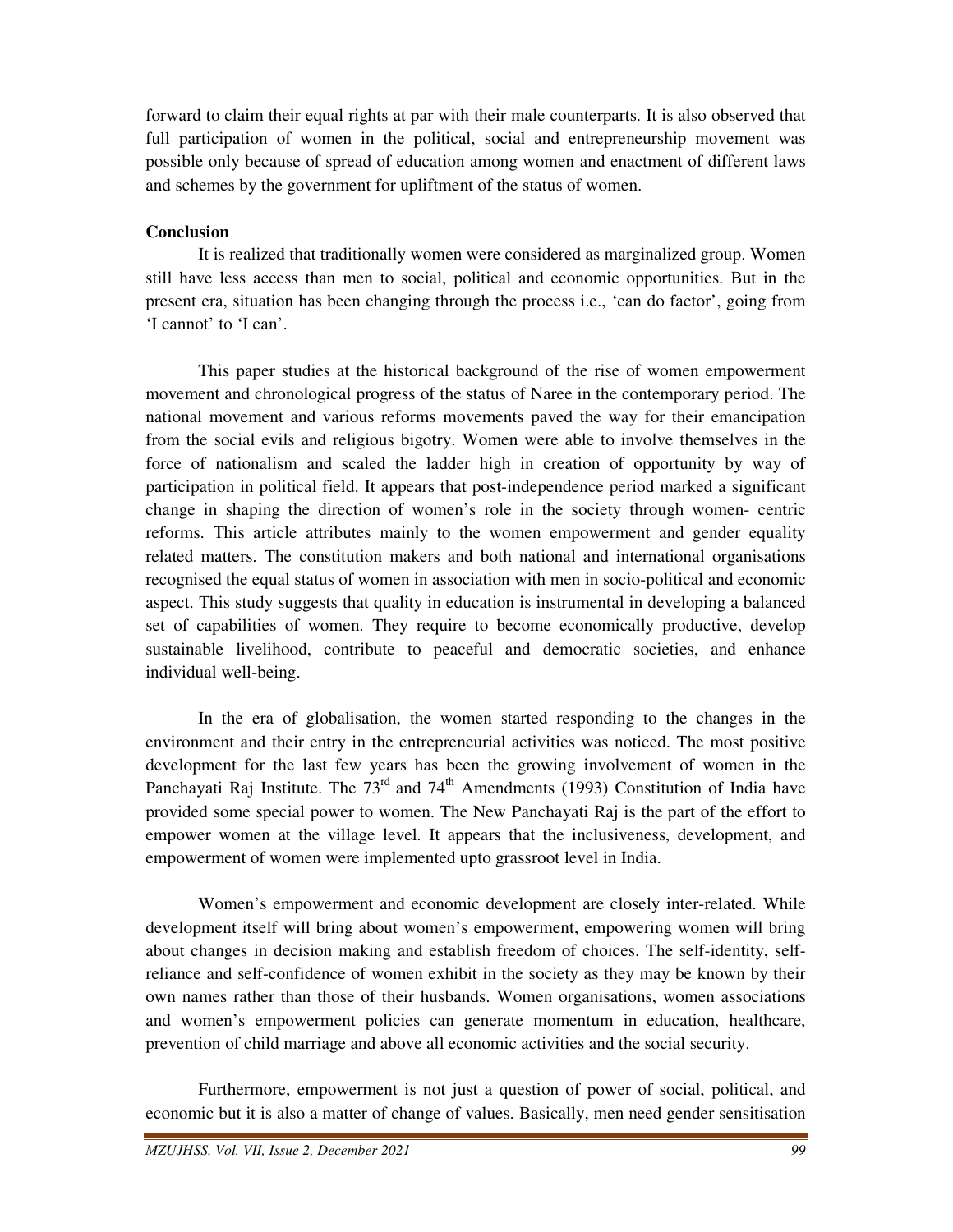forward to claim their equal rights at par with their male counterparts. It is also observed that full participation of women in the political, social and entrepreneurship movement was possible only because of spread of education among women and enactment of different laws and schemes by the government for upliftment of the status of women.

**Conclusion**

It is realized that traditionally women were considered as marginalized group. Women still have less access than men to social, political and economic opportunities. But in the present era, situation has been changing through the process i.e., 'can do factor', going from 'I cannot' to 'I can'.

This paper studies at the historical background of the rise of women empowerment movement and chronological progress of the status of Naree in the contemporary period. The national movement and various reforms movements paved the way for their emancipation from the social evils and religious bigotry. Women were able to involve themselves in the force of nationalism and scaled the ladder high in creation of opportunity by way of participation in political field. It appears that post-independence period marked a significant change in shaping the direction of women's role in the society through women- centric reforms. This article attributes mainly to the women empowerment and gender equality related matters. The constitution makers and both national and international organisations recognised the equal status of women in association with men in socio-political and economic aspect. This study suggests that quality in education is instrumental in developing a balanced set of capabilities of women. They require to become economically productive, develop sustainable livelihood, contribute to peaceful and democratic societies, and enhance individual well-being.

In the era of globalisation, the women started responding to the changes in the environment and their entry in the entrepreneurial activities was noticed. The most positive development for the last few years has been the growing involvement of women in the Panchayati Raj Institute. The 73rd and 74th Amendments (1993) Constitution of India have provided some special power to women. The New Panchayati Raj is the part of the effort to empower women at the village level. It appears that the inclusiveness, development, and empowerment of women were implemented upto grassroot level in India.

Women's empowerment and economic development are closely inter-related. While development itself will bring about women's empowerment, empowering women will bring about changes in decision making and establish freedom of choices. The self-identity, self-reliance and self-confidence of women exhibit in the society as they may be known by their own names rather than those of their husbands. Women organisations, women associations and women's empowerment policies can generate momentum in education, healthcare, prevention of child marriage and above all economic activities and the social security.

Furthermore, empowerment is not just a question of power of social, political, and economic but it is also a matter of change of values. Basically, men need gender sensitisation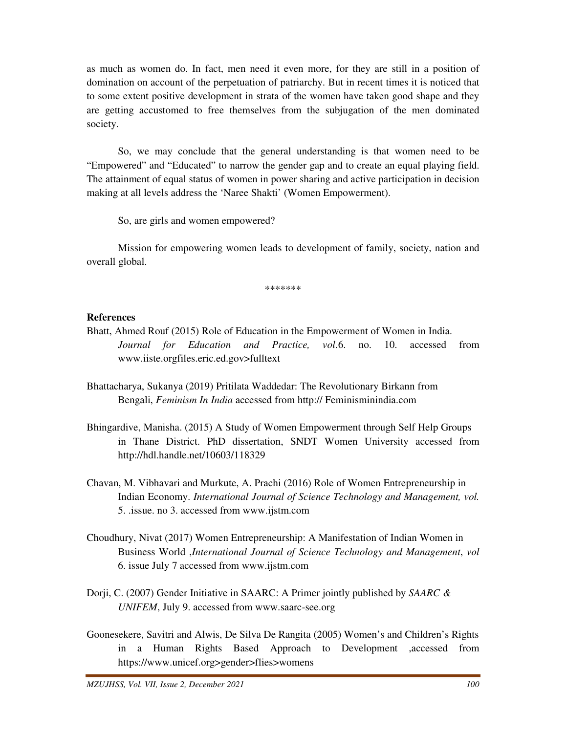as much as women do. In fact, men need it even more, for they are still in a position of domination on account of the perpetuation of patriarchy. But in recent times it is noticed that to some extent positive development in strata of the women have taken good shape and they are getting accustomed to free themselves from the subjugation of the men dominated society.

So, we may conclude that the general understanding is that women need to be "Empowered" and "Educated" to narrow the gender gap and to create an equal playing field. The attainment of equal status of women in power sharing and active participation in decision making at all levels address the 'Naree Shakti' (Women Empowerment).

So, are girls and women empowered?

Mission for empowering women leads to development of family, society, nation and overall global.

\*\*\*\*\*\*\*

**References**

Bhatt, Ahmed Rouf (2015) Role of Education in the Empowerment of Women in India. *Journal for Education and Practice, vol*.6. no. 10. accessed from www.iiste.orgfiles.eric.ed.gov>fulltext

Bhattacharya, Sukanya (2019) Pritilata Waddedar: The Revolutionary Birkann from Bengali, *Feminism In India* accessed from http:// Feminisminindia.com

Bhingardive, Manisha. (2015) A Study of Women Empowerment through Self Help Groups in Thane District. PhD dissertation, SNDT Women University accessed from http://hdl.handle.net/10603/118329

Chavan, M. Vibhavari and Murkute, A. Prachi (2016) Role of Women Entrepreneurship in Indian Economy. *International Journal of Science Technology and Management, vol.* 5. .issue. no 3. accessed from www.ijstm.com

Choudhury, Nivat (2017) Women Entrepreneurship: A Manifestation of Indian Women in Business World ,*International Journal of Science Technology and Management*, *vol* 6. issue July 7 accessed from www.ijstm.com

Dorji, C. (2007) Gender Initiative in SAARC: A Primer jointly published by *SAARC & UNIFEM*, July 9. accessed from www.saarc-see.org

Goonesekere, Savitri and Alwis, De Silva De Rangita (2005) Women's and Children's Rights in a Human Rights Based Approach to Development ,accessed from https://www.unicef.org>gender>flies>womens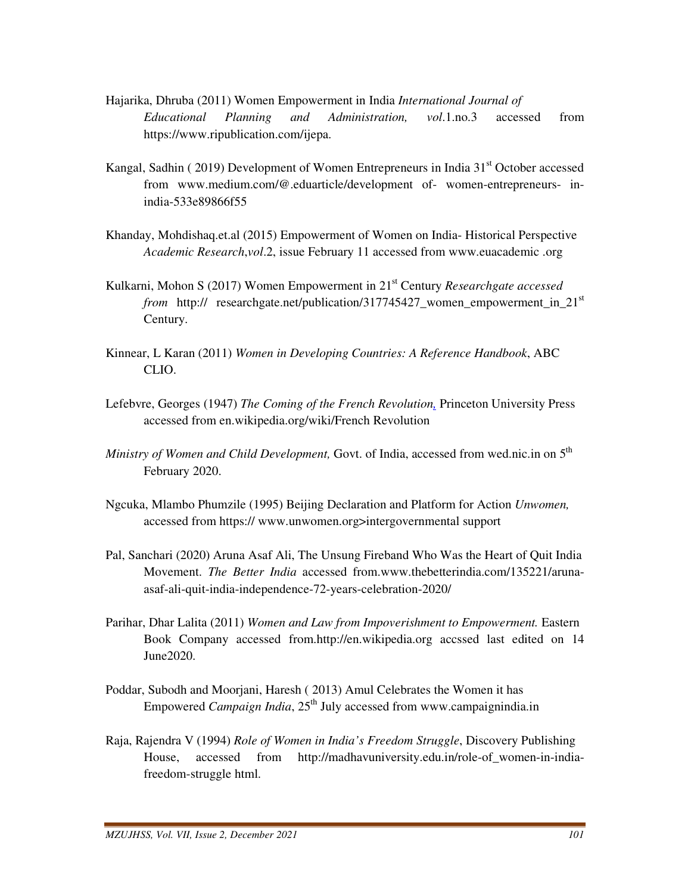Hajarika, Dhruba (2011) Women Empowerment in India *International Journal of Educational Planning and Administration, vol*.1.no.3 accessed from https://www.ripublication.com/ijepa.

Kangal, Sadhin ( 2019) Development of Women Entrepreneurs in India 31st October accessed from www.medium.com/@.eduarticle/development of- women-entrepreneurs- in-india-533e89866f55

Khanday, Mohdishaq.et.al (2015) Empowerment of Women on India- Historical Perspective *Academic Research*,*vol*.2, issue February 11 accessed from www.euacademic .org

Kulkarni, Mohon S (2017) Women Empowerment in 21st Century *Researchgate accessed from* http:// researchgate.net/publication/317745427_women_empowerment_in_21st Century.

Kinnear, L Karan (2011) *Women in Developing Countries: A Reference Handbook*, ABC CLIO.

Lefebvre, Georges (1947) *The Coming of the French Revolution,* Princeton University Press accessed from en.wikipedia.org/wiki/French Revolution

*Ministry of Women and Child Development,* Govt. of India, accessed from wed.nic.in on 5th February 2020.

Ngcuka, Mlambo Phumzile (1995) Beijing Declaration and Platform for Action *Unwomen,* accessed from https:// www.unwomen.org>intergovernmental support

Pal, Sanchari (2020) Aruna Asaf Ali, The Unsung Fireband Who Was the Heart of Quit India Movement. *The Better India* accessed from.www.thebetterindia.com/135221/aruna-asaf-ali-quit-india-independence-72-years-celebration-2020/

Parihar, Dhar Lalita (2011) *Women and Law from Impoverishment to Empowerment.* Eastern Book Company accessed from.http://en.wikipedia.org accssed last edited on 14 June2020.

Poddar, Subodh and Moorjani, Haresh ( 2013) Amul Celebrates the Women it has Empowered *Campaign India*, 25th July accessed from www.campaignindia.in

Raja, Rajendra V (1994) *Role of Women in India's Freedom Struggle*, Discovery Publishing House, accessed from http://madhavuniversity.edu.in/role-of_women-in-india-freedom-struggle html.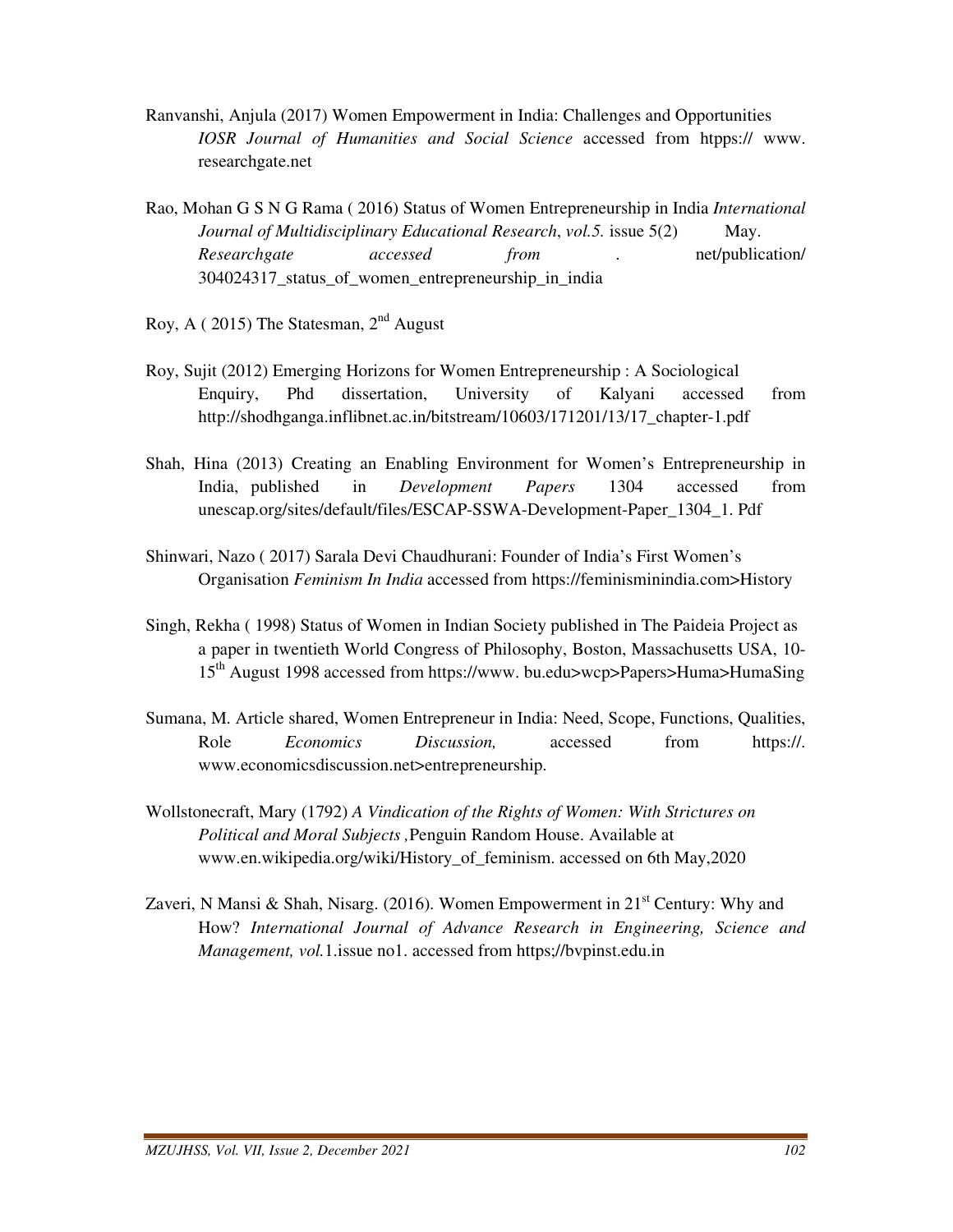Ranvanshi, Anjula (2017) Women Empowerment in India: Challenges and Opportunities *IOSR Journal of Humanities and Social Science* accessed from htpps:// www. researchgate.net

Rao, Mohan G S N G Rama ( 2016) Status of Women Entrepreneurship in India *International Journal of Multidisciplinary Educational Research*, *vol.5.* issue 5(2) May. *Researchgate accessed from* . net/publication/ 304024317_status_of_women_entrepreneurship_in_india

Roy, A ( 2015) The Statesman, 2nd August

Roy, Sujit (2012) Emerging Horizons for Women Entrepreneurship : A Sociological Enquiry, Phd dissertation, University of Kalyani accessed from http://shodhganga.inflibnet.ac.in/bitstream/10603/171201/13/17_chapter-1.pdf

Shah, Hina (2013) Creating an Enabling Environment for Women's Entrepreneurship in India, published in *Development Papers* 1304 accessed from unescap.org/sites/default/files/ESCAP-SSWA-Development-Paper_1304_1. Pdf

Shinwari, Nazo ( 2017) Sarala Devi Chaudhurani: Founder of India's First Women's Organisation *Feminism In India* accessed from https://feminisminindia.com>History

Singh, Rekha ( 1998) Status of Women in Indian Society published in The Paideia Project as a paper in twentieth World Congress of Philosophy, Boston, Massachusetts USA, 10-15th August 1998 accessed from https://www. bu.edu>wcp>Papers>Huma>HumaSing

Sumana, M. Article shared, Women Entrepreneur in India: Need, Scope, Functions, Qualities, Role *Economics Discussion,* accessed from https://. www.economicsdiscussion.net>entrepreneurship.

Wollstonecraft, Mary (1792) *A Vindication of the Rights of Women: With Strictures on Political and Moral Subjects ,*Penguin Random House. Available at www.en.wikipedia.org/wiki/History_of_feminism. accessed on 6th May,2020

Zaveri, N Mansi & Shah, Nisarg. (2016). Women Empowerment in 21st Century: Why and How? *International Journal of Advance Research in Engineering, Science and Management, vol.*1.issue no1. accessed from https;//bvpinst.edu.in